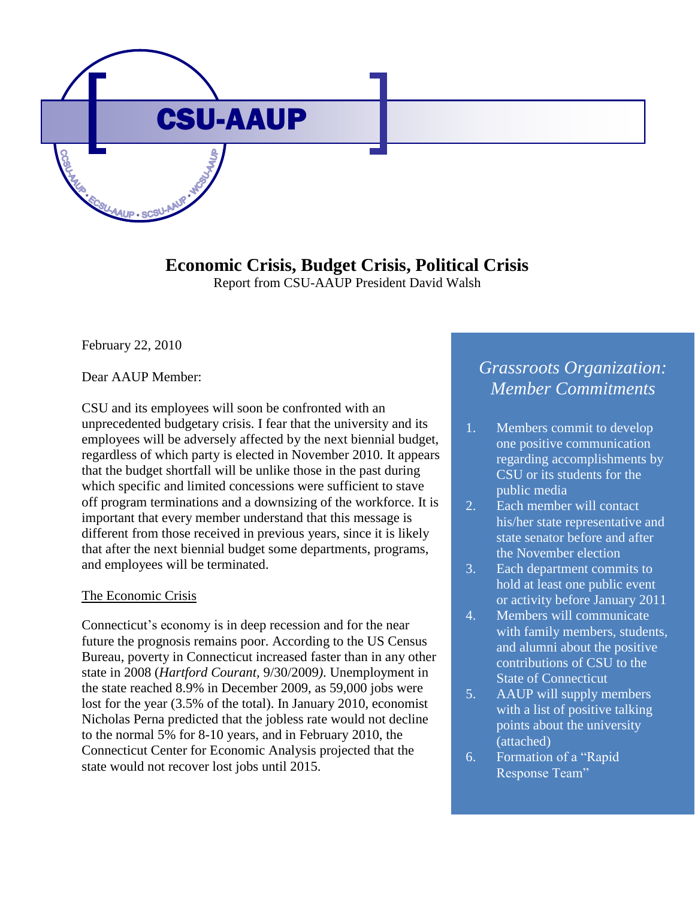# CSU-AAUP

CCSU-AAUP • ECSU-AAUP • SCSU-AAUP • WCSU-AAUP

## Economic Crisis, Budget Crisis, Political Crisis

Report from CSU-AAUP President David Walsh

February 22, 2010

Dear AAUP Member:

CSU and its employees will soon be confronted with an unprecedented budgetary crisis. I fear that the university and its employees will be adversely affected by the next biennial budget, regardless of which party is elected in November 2010. It appears that the budget shortfall will be unlike those in the past during which specific and limited concessions were sufficient to stave off program terminations and a downsizing of the workforce. It is important that every member understand that this message is different from those received in previous years, since it is likely that after the next biennial budget some departments, programs, and employees will be terminated.

### The Economic Crisis

Connecticut's economy is in deep recession and for the near future the prognosis remains poor. According to the US Census Bureau, poverty in Connecticut increased faster than in any other state in 2008 (*Hartford Courant*, 9/30/2009). Unemployment in the state reached 8.9% in December 2009, as 59,000 jobs were lost for the year (3.5% of the total). In January 2010, economist Nicholas Perna predicted that the jobless rate would not decline to the normal 5% for 8-10 years, and in February 2010, the Connecticut Center for Economic Analysis projected that the state would not recover lost jobs until 2015.

### *Grassroots Organization: Member Commitments*

1. Members commit to develop one positive communication regarding accomplishments by CSU or its students for the public media
2. Each member will contact his/her state representative and state senator before and after the November election
3. Each department commits to hold at least one public event or activity before January 2011
4. Members will communicate with family members, students, and alumni about the positive contributions of CSU to the State of Connecticut
5. AAUP will supply members with a list of positive talking points about the university (attached)
6. Formation of a "Rapid Response Team"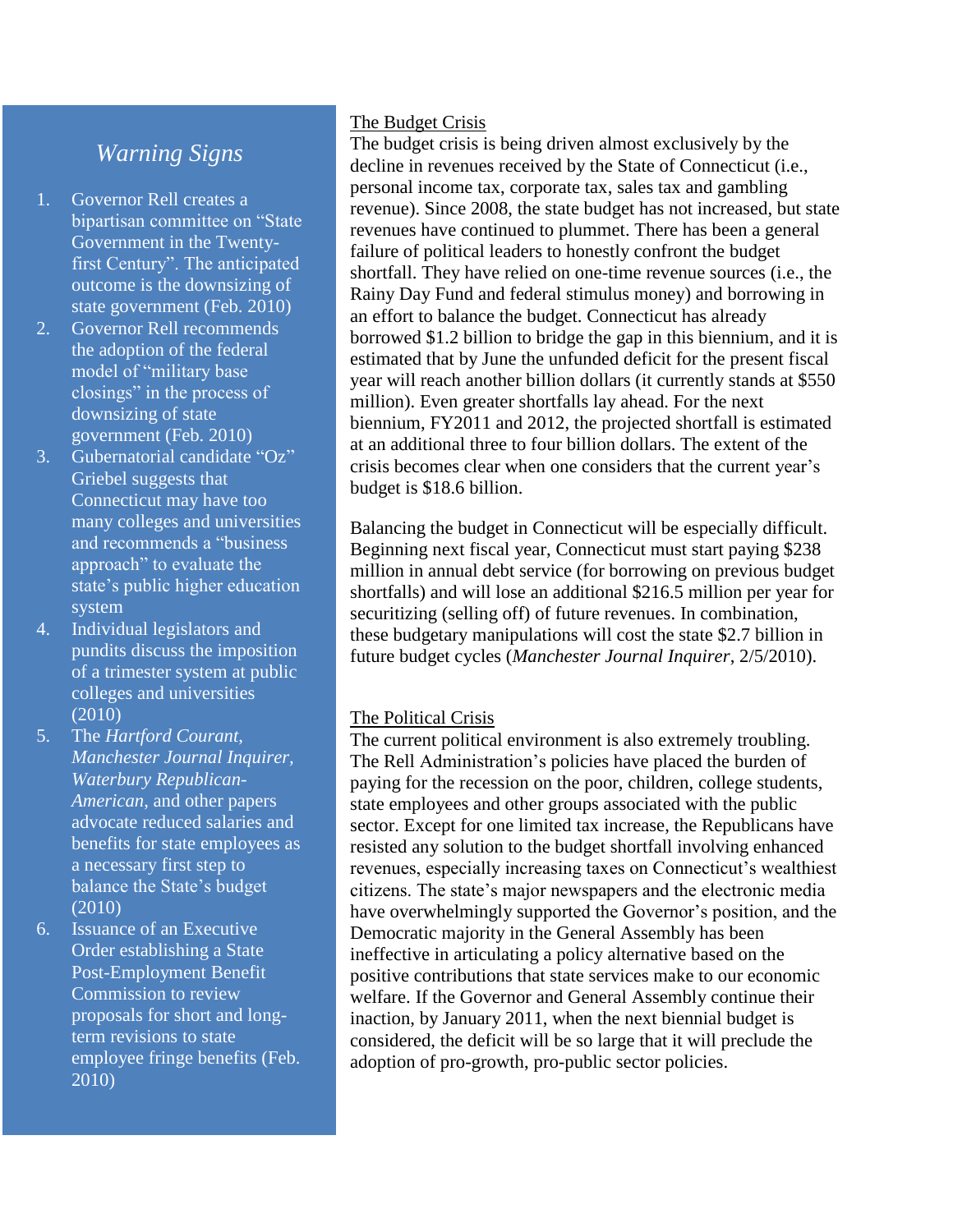## *Warning Signs*

1. Governor Rell creates a bipartisan committee on “State Government in the Twenty-first Century”. The anticipated outcome is the downsizing of state government (Feb. 2010)
2. Governor Rell recommends the adoption of the federal model of “military base closings” in the process of downsizing of state government (Feb. 2010)
3. Gubernatorial candidate “Oz” Griebel suggests that Connecticut may have too many colleges and universities and recommends a “business approach” to evaluate the state’s public higher education system
4. Individual legislators and pundits discuss the imposition of a trimester system at public colleges and universities (2010)
5. The *Hartford Courant, Manchester Journal Inquirer, Waterbury Republican-American,* and other papers advocate reduced salaries and benefits for state employees as a necessary first step to balance the State’s budget (2010)
6. Issuance of an Executive Order establishing a State Post-Employment Benefit Commission to review proposals for short and long-term revisions to state employee fringe benefits (Feb. 2010)

### The Budget Crisis

The budget crisis is being driven almost exclusively by the decline in revenues received by the State of Connecticut (i.e., personal income tax, corporate tax, sales tax and gambling revenue). Since 2008, the state budget has not increased, but state revenues have continued to plummet. There has been a general failure of political leaders to honestly confront the budget shortfall. They have relied on one-time revenue sources (i.e., the Rainy Day Fund and federal stimulus money) and borrowing in an effort to balance the budget. Connecticut has already borrowed $1.2 billion to bridge the gap in this biennium, and it is estimated that by June the unfunded deficit for the present fiscal year will reach another billion dollars (it currently stands at $550 million). Even greater shortfalls lay ahead. For the next biennium, FY2011 and 2012, the projected shortfall is estimated at an additional three to four billion dollars. The extent of the crisis becomes clear when one considers that the current year’s budget is $18.6 billion.

Balancing the budget in Connecticut will be especially difficult. Beginning next fiscal year, Connecticut must start paying $238 million in annual debt service (for borrowing on previous budget shortfalls) and will lose an additional $216.5 million per year for securitizing (selling off) of future revenues. In combination, these budgetary manipulations will cost the state $2.7 billion in future budget cycles (*Manchester Journal Inquirer*, 2/5/2010).

### The Political Crisis

The current political environment is also extremely troubling. The Rell Administration’s policies have placed the burden of paying for the recession on the poor, children, college students, state employees and other groups associated with the public sector. Except for one limited tax increase, the Republicans have resisted any solution to the budget shortfall involving enhanced revenues, especially increasing taxes on Connecticut’s wealthiest citizens. The state’s major newspapers and the electronic media have overwhelmingly supported the Governor’s position, and the Democratic majority in the General Assembly has been ineffective in articulating a policy alternative based on the positive contributions that state services make to our economic welfare. If the Governor and General Assembly continue their inaction, by January 2011, when the next biennial budget is considered, the deficit will be so large that it will preclude the adoption of pro-growth, pro-public sector policies.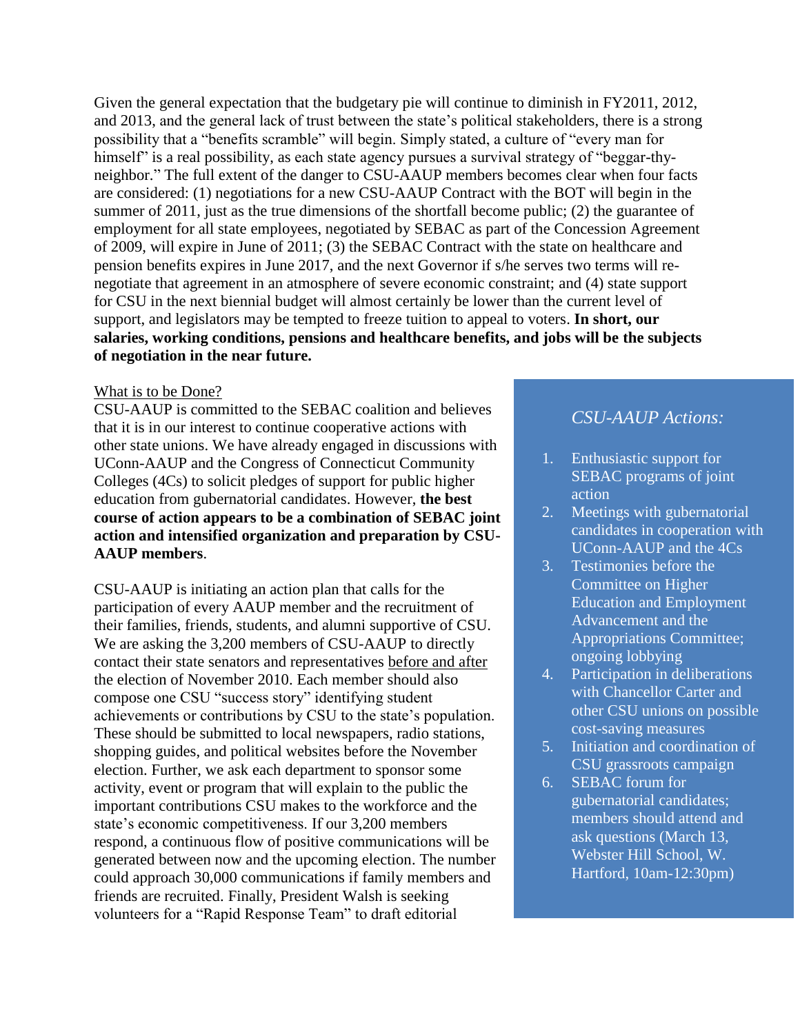Given the general expectation that the budgetary pie will continue to diminish in FY2011, 2012, and 2013, and the general lack of trust between the state's political stakeholders, there is a strong possibility that a "benefits scramble" will begin. Simply stated, a culture of "every man for himself" is a real possibility, as each state agency pursues a survival strategy of "beggar-thy-neighbor." The full extent of the danger to CSU-AAUP members becomes clear when four facts are considered: (1) negotiations for a new CSU-AAUP Contract with the BOT will begin in the summer of 2011, just as the true dimensions of the shortfall become public; (2) the guarantee of employment for all state employees, negotiated by SEBAC as part of the Concession Agreement of 2009, will expire in June of 2011; (3) the SEBAC Contract with the state on healthcare and pension benefits expires in June 2017, and the next Governor if s/he serves two terms will re-negotiate that agreement in an atmosphere of severe economic constraint; and (4) state support for CSU in the next biennial budget will almost certainly be lower than the current level of support, and legislators may be tempted to freeze tuition to appeal to voters. **In short, our salaries, working conditions, pensions and healthcare benefits, and jobs will be the subjects of negotiation in the near future.**

What is to be Done?

CSU-AAUP is committed to the SEBAC coalition and believes that it is in our interest to continue cooperative actions with other state unions. We have already engaged in discussions with UConn-AAUP and the Congress of Connecticut Community Colleges (4Cs) to solicit pledges of support for public higher education from gubernatorial candidates. However, **the best course of action appears to be a combination of SEBAC joint action and intensified organization and preparation by CSU-AAUP members**.

CSU-AAUP is initiating an action plan that calls for the participation of every AAUP member and the recruitment of their families, friends, students, and alumni supportive of CSU. We are asking the 3,200 members of CSU-AAUP to directly contact their state senators and representatives before and after the election of November 2010. Each member should also compose one CSU "success story" identifying student achievements or contributions by CSU to the state's population. These should be submitted to local newspapers, radio stations, shopping guides, and political websites before the November election. Further, we ask each department to sponsor some activity, event or program that will explain to the public the important contributions CSU makes to the workforce and the state's economic competitiveness. If our 3,200 members respond, a continuous flow of positive communications will be generated between now and the upcoming election. The number could approach 30,000 communications if family members and friends are recruited. Finally, President Walsh is seeking volunteers for a "Rapid Response Team" to draft editorial

*CSU-AAUP Actions:*

1. Enthusiastic support for SEBAC programs of joint action
2. Meetings with gubernatorial candidates in cooperation with UConn-AAUP and the 4Cs
3. Testimonies before the Committee on Higher Education and Employment Advancement and the Appropriations Committee; ongoing lobbying
4. Participation in deliberations with Chancellor Carter and other CSU unions on possible cost-saving measures
5. Initiation and coordination of CSU grassroots campaign
6. SEBAC forum for gubernatorial candidates; members should attend and ask questions (March 13, Webster Hill School, W. Hartford, 10am-12:30pm)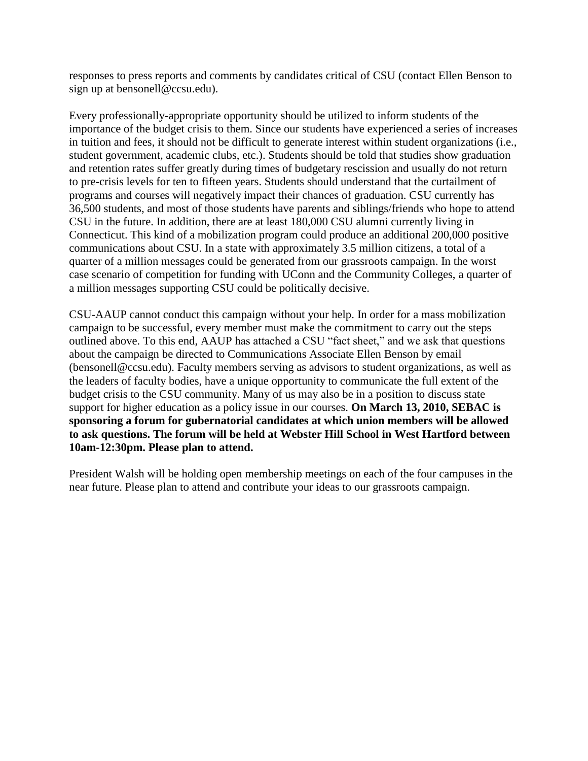responses to press reports and comments by candidates critical of CSU (contact Ellen Benson to sign up at bensonell@ccsu.edu).

Every professionally-appropriate opportunity should be utilized to inform students of the importance of the budget crisis to them. Since our students have experienced a series of increases in tuition and fees, it should not be difficult to generate interest within student organizations (i.e., student government, academic clubs, etc.). Students should be told that studies show graduation and retention rates suffer greatly during times of budgetary rescission and usually do not return to pre-crisis levels for ten to fifteen years. Students should understand that the curtailment of programs and courses will negatively impact their chances of graduation. CSU currently has 36,500 students, and most of those students have parents and siblings/friends who hope to attend CSU in the future. In addition, there are at least 180,000 CSU alumni currently living in Connecticut. This kind of a mobilization program could produce an additional 200,000 positive communications about CSU. In a state with approximately 3.5 million citizens, a total of a quarter of a million messages could be generated from our grassroots campaign. In the worst case scenario of competition for funding with UConn and the Community Colleges, a quarter of a million messages supporting CSU could be politically decisive.

CSU-AAUP cannot conduct this campaign without your help. In order for a mass mobilization campaign to be successful, every member must make the commitment to carry out the steps outlined above. To this end, AAUP has attached a CSU "fact sheet," and we ask that questions about the campaign be directed to Communications Associate Ellen Benson by email (bensonell@ccsu.edu). Faculty members serving as advisors to student organizations, as well as the leaders of faculty bodies, have a unique opportunity to communicate the full extent of the budget crisis to the CSU community. Many of us may also be in a position to discuss state support for higher education as a policy issue in our courses. **On March 13, 2010, SEBAC is sponsoring a forum for gubernatorial candidates at which union members will be allowed to ask questions. The forum will be held at Webster Hill School in West Hartford between 10am-12:30pm. Please plan to attend.**

President Walsh will be holding open membership meetings on each of the four campuses in the near future. Please plan to attend and contribute your ideas to our grassroots campaign.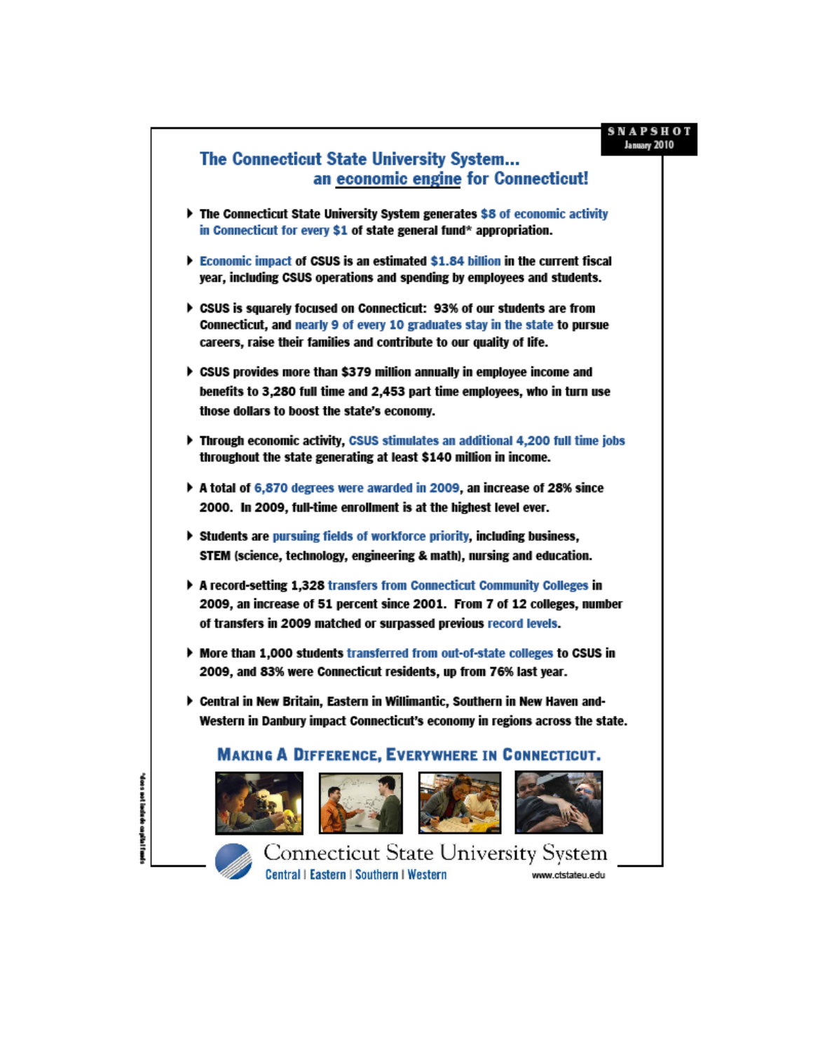SNAPSHOT
January 2010

# The Connecticut State University System... an economic engine for Connecticut!

- The Connecticut State University System generates $8 of economic activity in Connecticut for every $1 of state general fund* appropriation.
- Economic impact of CSUS is an estimated $1.84 billion in the current fiscal year, including CSUS operations and spending by employees and students.
- CSUS is squarely focused on Connecticut: 93% of our students are from Connecticut, and nearly 9 of every 10 graduates stay in the state to pursue careers, raise their families and contribute to our quality of life.
- CSUS provides more than $379 million annually in employee income and benefits to 3,280 full time and 2,453 part time employees, who in turn use those dollars to boost the state's economy.
- Through economic activity, CSUS stimulates an additional 4,200 full time jobs throughout the state generating at least $140 million in income.
- A total of 6,870 degrees were awarded in 2009, an increase of 28% since 2000. In 2009, full-time enrollment is at the highest level ever.
- Students are pursuing fields of workforce priority, including business, STEM (science, technology, engineering & math), nursing and education.
- A record-setting 1,328 transfers from Connecticut Community Colleges in 2009, an increase of 51 percent since 2001. From 7 of 12 colleges, number of transfers in 2009 matched or surpassed previous record levels.
- More than 1,000 students transferred from out-of-state colleges to CSUS in 2009, and 83% were Connecticut residents, up from 76% last year.
- Central in New Britain, Eastern in Willimantic, Southern in New Haven and Western in Danbury impact Connecticut's economy in regions across the state.

## MAKING A DIFFERENCE, EVERYWHERE IN CONNECTICUT.

Connecticut State University System
Central | Eastern | Southern | Western
www.ctstateu.edu

*does not include capital funds